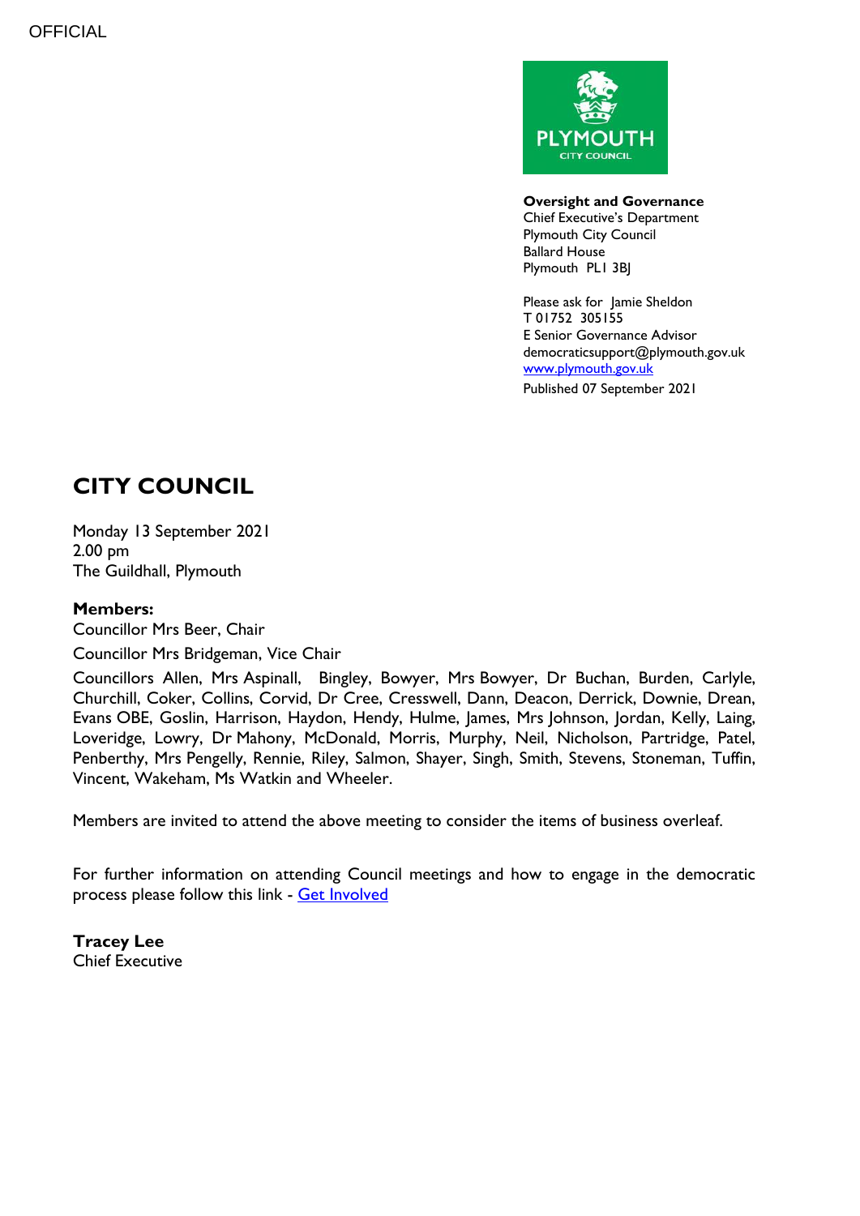OFFICIAL

**Oversight and Governance**
Chief Executive's Department
Plymouth City Council
Ballard House
Plymouth PL1 3BJ

Please ask for Jamie Sheldon
T 01752 305155
E Senior Governance Advisor
democraticsupport@plymouth.gov.uk
[www.plymouth.gov.uk](www.plymouth.gov.uk)
Published 07 September 2021

# CITY COUNCIL

Monday 13 September 2021
2.00 pm
The Guildhall, Plymouth

**Members:**

Councillor Mrs Beer, Chair

Councillor Mrs Bridgeman, Vice Chair

Councillors Allen, Mrs Aspinall, Bingley, Bowyer, Mrs Bowyer, Dr Buchan, Burden, Carlyle, Churchill, Coker, Collins, Corvid, Dr Cree, Cresswell, Dann, Deacon, Derrick, Downie, Drean, Evans OBE, Goslin, Harrison, Haydon, Hendy, Hulme, James, Mrs Johnson, Jordan, Kelly, Laing, Loveridge, Lowry, Dr Mahony, McDonald, Morris, Murphy, Neil, Nicholson, Partridge, Patel, Penberthy, Mrs Pengelly, Rennie, Riley, Salmon, Shayer, Singh, Smith, Stevens, Stoneman, Tuffin, Vincent, Wakeham, Ms Watkin and Wheeler.

Members are invited to attend the above meeting to consider the items of business overleaf.

For further information on attending Council meetings and how to engage in the democratic process please follow this link - Get Involved

**Tracey Lee**
Chief Executive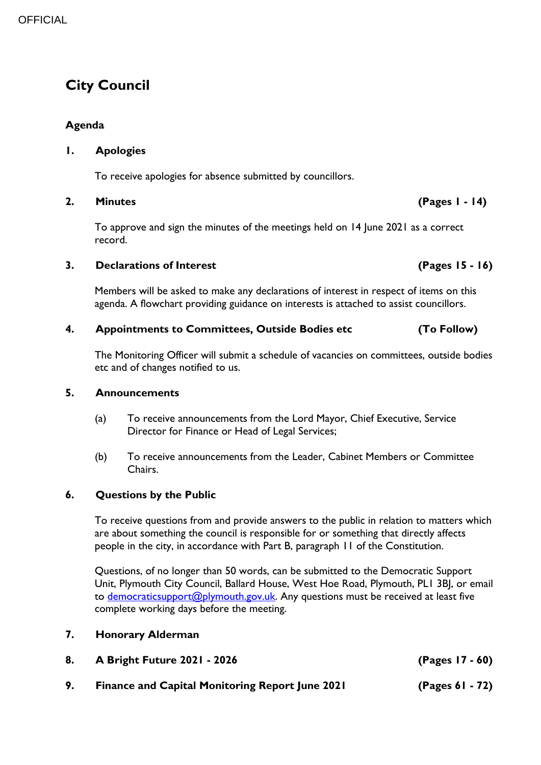OFFICIAL

# City Council

## Agenda

### 1. Apologies

To receive apologies for absence submitted by councillors.

### 2. Minutes (Pages 1 - 14)

To approve and sign the minutes of the meetings held on 14 June 2021 as a correct record.

### 3. Declarations of Interest (Pages 15 - 16)

Members will be asked to make any declarations of interest in respect of items on this agenda. A flowchart providing guidance on interests is attached to assist councillors.

### 4. Appointments to Committees, Outside Bodies etc (To Follow)

The Monitoring Officer will submit a schedule of vacancies on committees, outside bodies etc and of changes notified to us.

### 5. Announcements

(a) To receive announcements from the Lord Mayor, Chief Executive, Service Director for Finance or Head of Legal Services;

(b) To receive announcements from the Leader, Cabinet Members or Committee Chairs.

### 6. Questions by the Public

To receive questions from and provide answers to the public in relation to matters which are about something the council is responsible for or something that directly affects people in the city, in accordance with Part B, paragraph 11 of the Constitution.

Questions, of no longer than 50 words, can be submitted to the Democratic Support Unit, Plymouth City Council, Ballard House, West Hoe Road, Plymouth, PL1 3BJ, or email to [democraticsupport@plymouth.gov.uk](mailto:democraticsupport@plymouth.gov.uk). Any questions must be received at least five complete working days before the meeting.

### 7. Honorary Alderman

### 8. A Bright Future 2021 - 2026 (Pages 17 - 60)

### 9. Finance and Capital Monitoring Report June 2021 (Pages 61 - 72)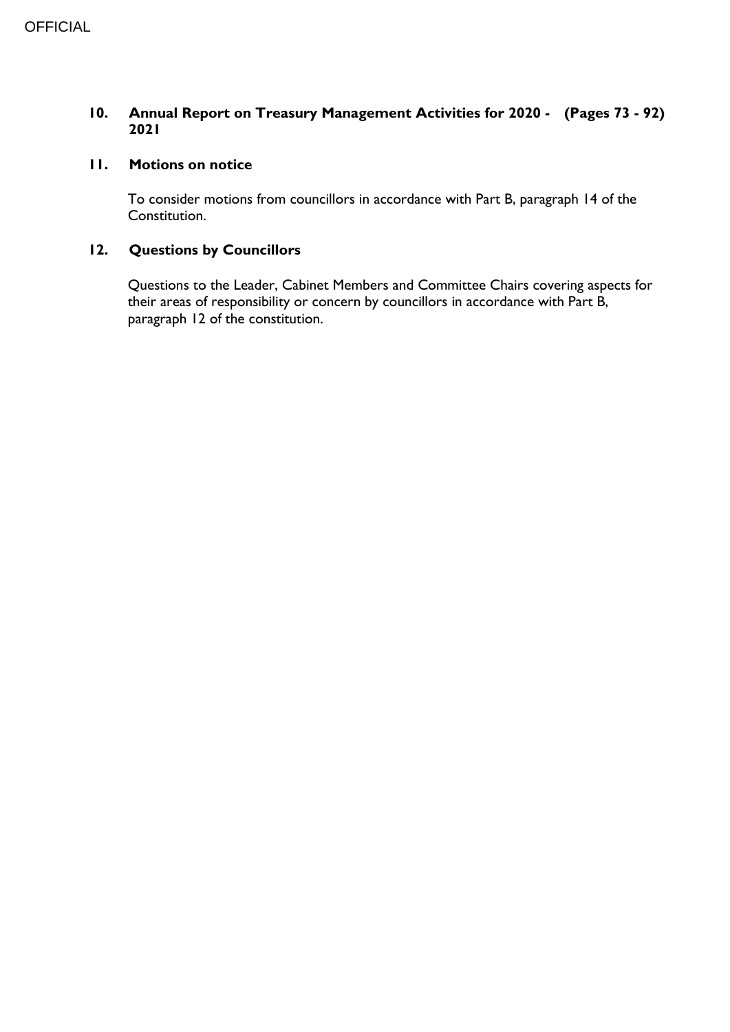## 10. Annual Report on Treasury Management Activities for 2020 - 2021 (Pages 73 - 92)

## 11. Motions on notice

To consider motions from councillors in accordance with Part B, paragraph 14 of the Constitution.

## 12. Questions by Councillors

Questions to the Leader, Cabinet Members and Committee Chairs covering aspects for their areas of responsibility or concern by councillors in accordance with Part B, paragraph 12 of the constitution.